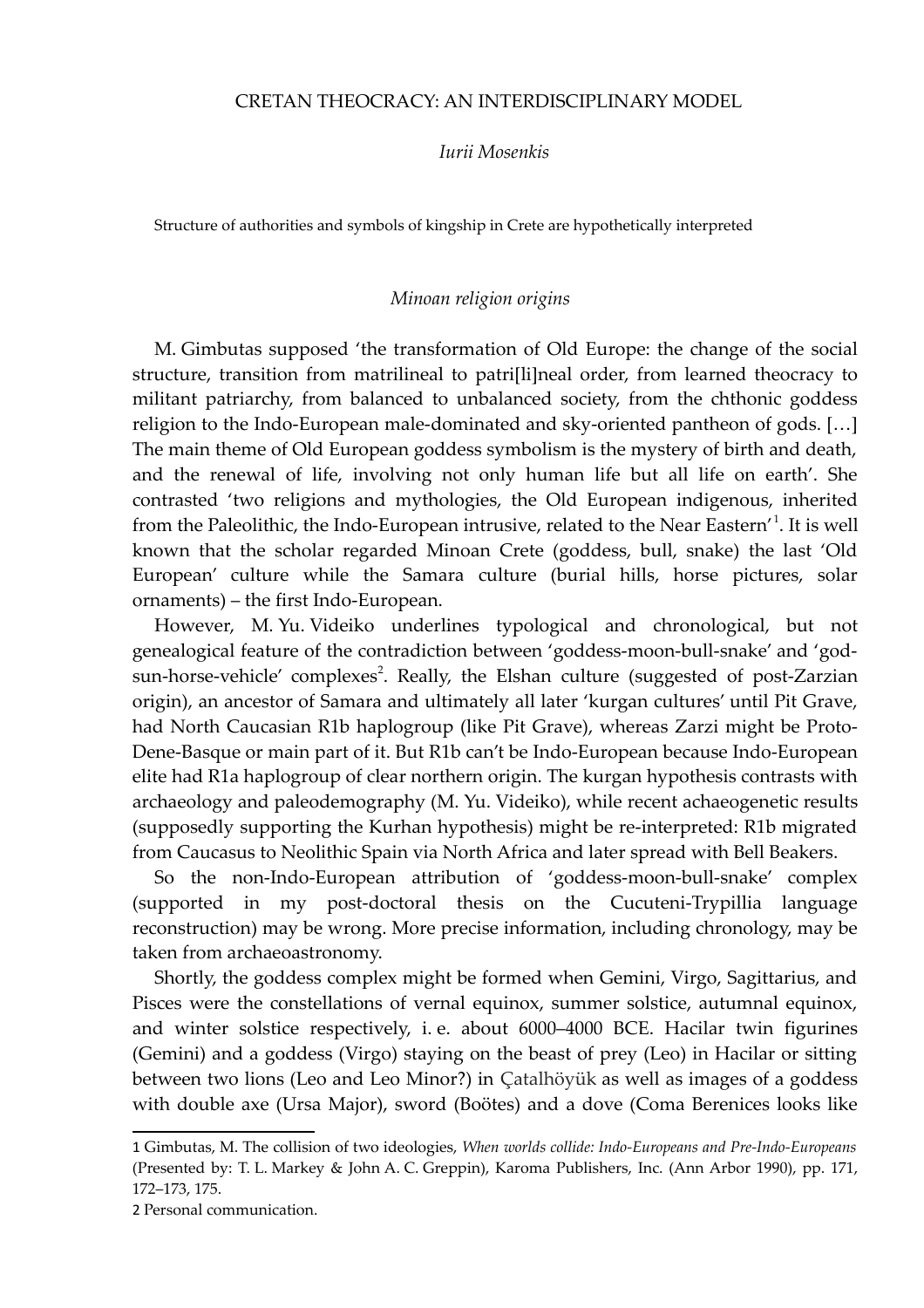# CRETAN THEOCRACY: AN INTERDISCIPLINARY MODEL

*Iurii Mosenkis*

Structure of authorities and symbols of kingship in Crete are hypothetically interpreted

## *Minoan religion origins*

M. Gimbutas supposed 'the transformation of Old Europe: the change of the social structure, transition from matrilineal to patri[li]neal order, from learned theocracy to militant patriarchy, from balanced to unbalanced society, from the chthonic goddess religion to the Indo-European male-dominated and sky-oriented pantheon of gods. […] The main theme of Old European goddess symbolism is the mystery of birth and death, and the renewal of life, involving not only human life but all life on earth'. She contrasted 'two religions and mythologies, the Old European indigenous, inherited from the Paleolithic, the Indo-European intrusive, related to the Near Eastern'[1]. It is well known that the scholar regarded Minoan Crete (goddess, bull, snake) the last 'Old European' culture while the Samara culture (burial hills, horse pictures, solar ornaments) – the first Indo-European.

However, M. Yu. Videiko underlines typological and chronological, but not genealogical feature of the contradiction between 'goddess-moon-bull-snake' and 'god-sun-horse-vehicle' complexes[2]. Really, the Elshan culture (suggested of post-Zarzian origin), an ancestor of Samara and ultimately all later 'kurgan cultures' until Pit Grave, had North Caucasian R1b haplogroup (like Pit Grave), whereas Zarzi might be Proto-Dene-Basque or main part of it. But R1b can't be Indo-European because Indo-European elite had R1a haplogroup of clear northern origin. The kurgan hypothesis contrasts with archaeology and paleodemography (M. Yu. Videiko), while recent achaeogenetic results (supposedly supporting the Kurhan hypothesis) might be re-interpreted: R1b migrated from Caucasus to Neolithic Spain via North Africa and later spread with Bell Beakers.

So the non-Indo-European attribution of 'goddess-moon-bull-snake' complex (supported in my post-doctoral thesis on the Cucuteni-Trypillia language reconstruction) may be wrong. More precise information, including chronology, may be taken from archaeoastronomy.

Shortly, the goddess complex might be formed when Gemini, Virgo, Sagittarius, and Pisces were the constellations of vernal equinox, summer solstice, autumnal equinox, and winter solstice respectively, i. e. about 6000–4000 BCE. Hacilar twin figurines (Gemini) and a goddess (Virgo) staying on the beast of prey (Leo) in Hacilar or sitting between two lions (Leo and Leo Minor?) in Çatalhöyük as well as images of a goddess with double axe (Ursa Major), sword (Boötes) and a dove (Coma Berenices looks like

---

1 Gimbutas, M. The collision of two ideologies, *When worlds collide: Indo-Europeans and Pre-Indo-Europeans* (Presented by: T. L. Markey & John A. C. Greppin), Karoma Publishers, Inc. (Ann Arbor 1990), pp. 171, 172–173, 175.

2 Personal communication.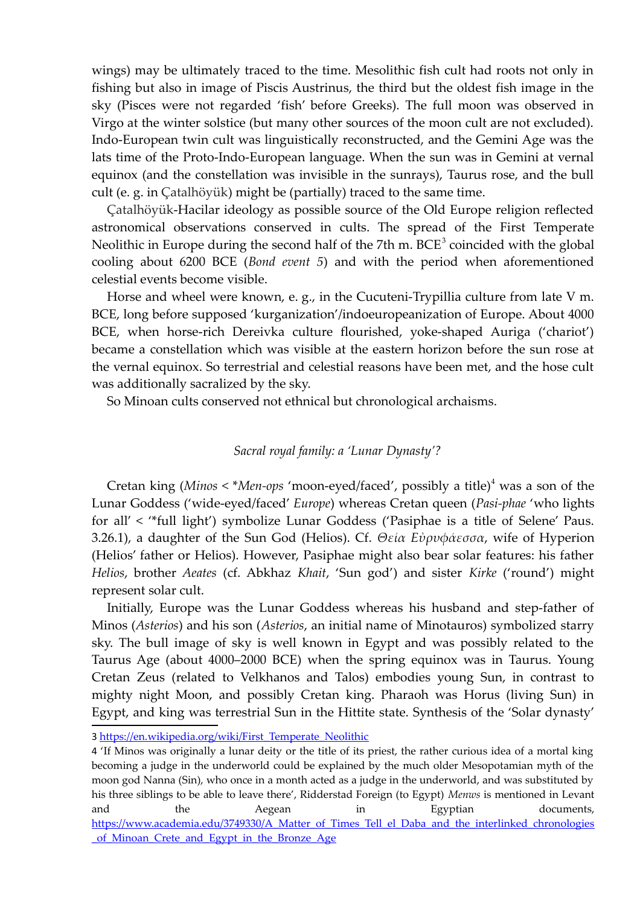wings) may be ultimately traced to the time. Mesolithic fish cult had roots not only in fishing but also in image of Piscis Austrinus, the third but the oldest fish image in the sky (Pisces were not regarded 'fish' before Greeks). The full moon was observed in Virgo at the winter solstice (but many other sources of the moon cult are not excluded). Indo-European twin cult was linguistically reconstructed, and the Gemini Age was the lats time of the Proto-Indo-European language. When the sun was in Gemini at vernal equinox (and the constellation was invisible in the sunrays), Taurus rose, and the bull cult (e. g. in Çatalhöyük) might be (partially) traced to the same time.

Çatalhöyük-Hacilar ideology as possible source of the Old Europe religion reflected astronomical observations conserved in cults. The spread of the First Temperate Neolithic in Europe during the second half of the 7th m. BCE[3] coincided with the global cooling about 6200 BCE (*Bond event 5*) and with the period when aforementioned celestial events become visible.

Horse and wheel were known, e. g., in the Cucuteni-Trypillia culture from late V m. BCE, long before supposed 'kurganization'/indoeuropeanization of Europe. About 4000 BCE, when horse-rich Dereivka culture flourished, yoke-shaped Auriga ('chariot') became a constellation which was visible at the eastern horizon before the sun rose at the vernal equinox. So terrestrial and celestial reasons have been met, and the hose cult was additionally sacralized by the sky.

So Minoan cults conserved not ethnical but chronological archaisms.

### *Sacral royal family: a 'Lunar Dynasty'?*

Cretan king (*Minos* < *\*Men-ops* 'moon-eyed/faced', possibly a title)[4] was a son of the Lunar Goddess ('wide-eyed/faced' *Europe*) whereas Cretan queen (*Pasi-phae* 'who lights for all' < '\*full light') symbolize Lunar Goddess ('Pasiphae is a title of Selene' Paus. 3.26.1), a daughter of the Sun God (Helios). Cf. *Θεία Εὐρυφάεσσα*, wife of Hyperion (Helios' father or Helios). However, Pasiphae might also bear solar features: his father *Helios*, brother *Aeates* (cf. Abkhaz *Khait*, 'Sun god') and sister *Kirke* ('round') might represent solar cult.

Initially, Europe was the Lunar Goddess whereas his husband and step-father of Minos (*Asterios*) and his son (*Asterios*, an initial name of Minotauros) symbolized starry sky. The bull image of sky is well known in Egypt and was possibly related to the Taurus Age (about 4000–2000 BCE) when the spring equinox was in Taurus. Young Cretan Zeus (related to Velkhanos and Talos) embodies young Sun, in contrast to mighty night Moon, and possibly Cretan king. Pharaoh was Horus (living Sun) in Egypt, and king was terrestrial Sun in the Hittite state. Synthesis of the 'Solar dynasty'

---

3 https://en.wikipedia.org/wiki/First_Temperate_Neolithic

4 'If Minos was originally a lunar deity or the title of its priest, the rather curious idea of a mortal king becoming a judge in the underworld could be explained by the much older Mesopotamian myth of the moon god Nanna (Sin), who once in a month acted as a judge in the underworld, and was substituted by his three siblings to be able to leave there', Ridderstad Foreign (to Egypt) *Menws* is mentioned in Levant and the Aegean in Egyptian documents, https://www.academia.edu/3749330/A_Matter_of_Times_Tell_el_Daba_and_the_interlinked_chronologies_of_Minoan_Crete_and_Egypt_in_the_Bronze_Age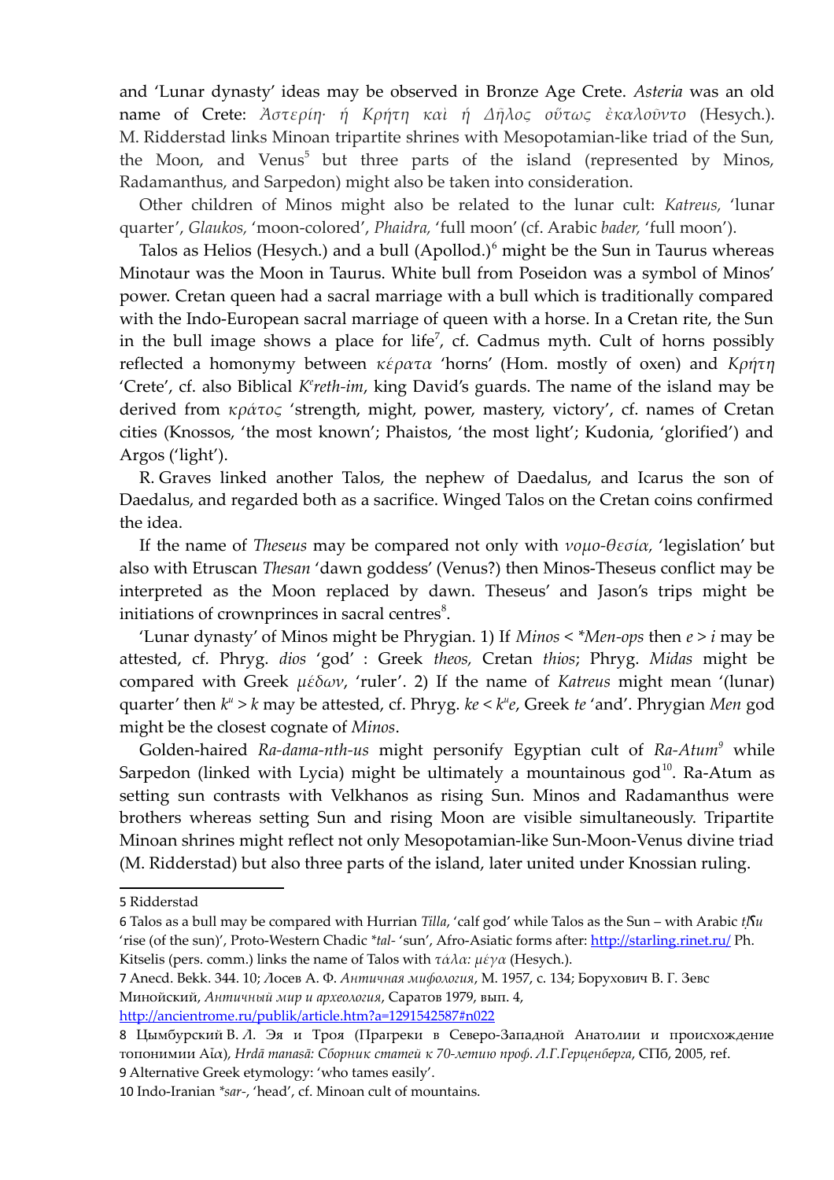and 'Lunar dynasty' ideas may be observed in Bronze Age Crete. *Asteria* was an old name of Crete: *Ἀστερίη· ἡ Κρήτη καὶ ἡ Δῆλος οὕτως ἐκαλοῦντο* (Hesych.). M. Ridderstad links Minoan tripartite shrines with Mesopotamian-like triad of the Sun, the Moon, and Venus[5] but three parts of the island (represented by Minos, Radamanthus, and Sarpedon) might also be taken into consideration.

Other children of Minos might also be related to the lunar cult: *Katreus,* 'lunar quarter', *Glaukos,* 'moon-colored', *Phaidra,* 'full moon' (cf. Arabic *bader,* 'full moon').

Talos as Helios (Hesych.) and a bull (Apollod.)[6] might be the Sun in Taurus whereas Minotaur was the Moon in Taurus. White bull from Poseidon was a symbol of Minos' power. Cretan queen had a sacral marriage with a bull which is traditionally compared with the Indo-European sacral marriage of queen with a horse. In a Cretan rite, the Sun in the bull image shows a place for life[7], cf. Cadmus myth. Cult of horns possibly reflected a homonymy between *κέρατα* 'horns' (Hom. mostly of oxen) and *Κρήτη* 'Crete', cf. also Biblical *K$^e$reth-im*, king David's guards. The name of the island may be derived from *κράτος* 'strength, might, power, mastery, victory', cf. names of Cretan cities (Knossos, 'the most known'; Phaistos, 'the most light'; Kudonia, 'glorified') and Argos ('light').

R. Graves linked another Talos, the nephew of Daedalus, and Icarus the son of Daedalus, and regarded both as a sacrifice. Winged Talos on the Cretan coins confirmed the idea.

If the name of *Theseus* may be compared not only with *νομο-θεσία,* 'legislation' but also with Etruscan *Thesan* 'dawn goddess' (Venus?) then Minos-Theseus conflict may be interpreted as the Moon replaced by dawn. Theseus' and Jason's trips might be initiations of crownprinces in sacral centres[8].

'Lunar dynasty' of Minos might be Phrygian. 1) If *Minos* < *\*Men-ops* then *e* > *i* may be attested, cf. Phryg. *dios* 'god' : Greek *theos,* Cretan *thios*; Phryg. *Midas* might be compared with Greek *μέδων*, 'ruler'. 2) If the name of *Katreus* might mean '(lunar) quarter' then *k$^u$* > *k* may be attested, cf. Phryg. *ke* < *k$^u$e*, Greek *te* 'and'. Phrygian *Men* god might be the closest cognate of *Minos*.

Golden-haired *Ra-dama-nth-us* might personify Egyptian cult of *Ra-Atum*[9] while Sarpedon (linked with Lycia) might be ultimately a mountainous god[10]. Ra-Atum as setting sun contrasts with Velkhanos as rising Sun. Minos and Radamanthus were brothers whereas setting Sun and rising Moon are visible simultaneously. Tripartite Minoan shrines might reflect not only Mesopotamian-like Sun-Moon-Venus divine triad (M. Ridderstad) but also three parts of the island, later united under Knossian ruling.

---

5 Ridderstad

6 Talos as a bull may be compared with Hurrian *Tilla*, 'calf god' while Talos as the Sun – with Arabic *ṭlʕu* 'rise (of the sun)', Proto-Western Chadic *\*tal-* 'sun', Afro-Asiatic forms after: http://starling.rinet.ru/ Ph. Kitselis (pers. comm.) links the name of Talos with *τάλα: μέγα* (Hesych.).

7 Anecd. Bekk. 344. 10; Лосев А. Ф. *Античная мифология*, М. 1957, с. 134; Борухович В. Г. Зевс Минойский, *Античный мир и археология*, Саратов 1979, вып. 4, http://ancientrome.ru/publik/article.htm?a=1291542587#n022

8 Цымбурский В. Л. Эя и Троя (Прагреки в Северо-Западной Анатолии и происхождение топонимии Αἶα), *Hrdā manasā: Сборник статей к 70-летию проф. Л.Г.Герценберга*, СПб, 2005, ref.

9 Alternative Greek etymology: 'who tames easily'.

10 Indo-Iranian *\*sar-*, 'head', cf. Minoan cult of mountains.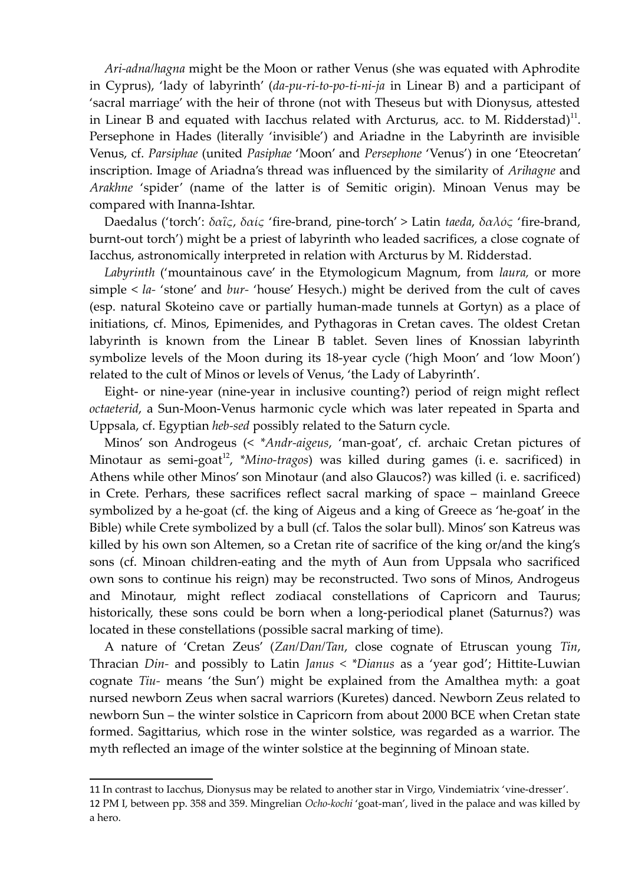*Ari-adna/hagna* might be the Moon or rather Venus (she was equated with Aphrodite in Cyprus), 'lady of labyrinth' (*da-pu-ri-to-po-ti-ni-ja* in Linear B) and a participant of 'sacral marriage' with the heir of throne (not with Theseus but with Dionysus, attested in Linear B and equated with Iacchus related with Arcturus, acc. to M. Ridderstad)[11]. Persephone in Hades (literally 'invisible') and Ariadne in the Labyrinth are invisible Venus, cf. *Parsiphae* (united *Pasiphae* 'Moon' and *Persephone* 'Venus') in one 'Eteocretan' inscription. Image of Ariadna's thread was influenced by the similarity of *Arihagne* and *Arakhne* 'spider' (name of the latter is of Semitic origin). Minoan Venus may be compared with Inanna-Ishtar.

Daedalus ('torch': *δαΐς*, *δαίς* 'fire-brand, pine-torch' > Latin *taeda*, *δαλός* 'fire-brand, burnt-out torch') might be a priest of labyrinth who leaded sacrifices, a close cognate of Iacchus, astronomically interpreted in relation with Arcturus by M. Ridderstad.

*Labyrinth* ('mountainous cave' in the Etymologicum Magnum, from *laura*, or more simple < *la-* 'stone' and *bur-* 'house' Hesych.) might be derived from the cult of caves (esp. natural Skoteino cave or partially human-made tunnels at Gortyn) as a place of initiations, cf. Minos, Epimenides, and Pythagoras in Cretan caves. The oldest Cretan labyrinth is known from the Linear B tablet. Seven lines of Knossian labyrinth symbolize levels of the Moon during its 18-year cycle ('high Moon' and 'low Moon') related to the cult of Minos or levels of Venus, 'the Lady of Labyrinth'.

Eight- or nine-year (nine-year in inclusive counting?) period of reign might reflect *octaeterid*, a Sun-Moon-Venus harmonic cycle which was later repeated in Sparta and Uppsala, cf. Egyptian *heb-sed* possibly related to the Saturn cycle.

Minos' son Androgeus (< *\*Andr-aigeus*, 'man-goat', cf. archaic Cretan pictures of Minotaur as semi-goat[12], *\*Mino-tragos*) was killed during games (i. e. sacrificed) in Athens while other Minos' son Minotaur (and also Glaucos?) was killed (i. e. sacrificed) in Crete. Perhars, these sacrifices reflect sacral marking of space – mainland Greece symbolized by a he-goat (cf. the king of Aigeus and a king of Greece as 'he-goat' in the Bible) while Crete symbolized by a bull (cf. Talos the solar bull). Minos' son Katreus was killed by his own son Altemen, so a Cretan rite of sacrifice of the king or/and the king's sons (cf. Minoan children-eating and the myth of Aun from Uppsala who sacrificed own sons to continue his reign) may be reconstructed. Two sons of Minos, Androgeus and Minotaur, might reflect zodiacal constellations of Capricorn and Taurus; historically, these sons could be born when a long-periodical planet (Saturnus?) was located in these constellations (possible sacral marking of time).

A nature of 'Cretan Zeus' (*Zan/Dan/Tan*, close cognate of Etruscan young *Tin*, Thracian *Din-* and possibly to Latin *Janus* < *\*Dianus* as a 'year god'; Hittite-Luwian cognate *Tiu-* means 'the Sun') might be explained from the Amalthea myth: a goat nursed newborn Zeus when sacral warriors (Kuretes) danced. Newborn Zeus related to newborn Sun – the winter solstice in Capricorn from about 2000 BCE when Cretan state formed. Sagittarius, which rose in the winter solstice, was regarded as a warrior. The myth reflected an image of the winter solstice at the beginning of Minoan state.

---

11 In contrast to Iacchus, Dionysus may be related to another star in Virgo, Vindemiatrix 'vine-dresser'.

12 PM I, between pp. 358 and 359. Mingrelian *Ocho-kochi* 'goat-man', lived in the palace and was killed by a hero.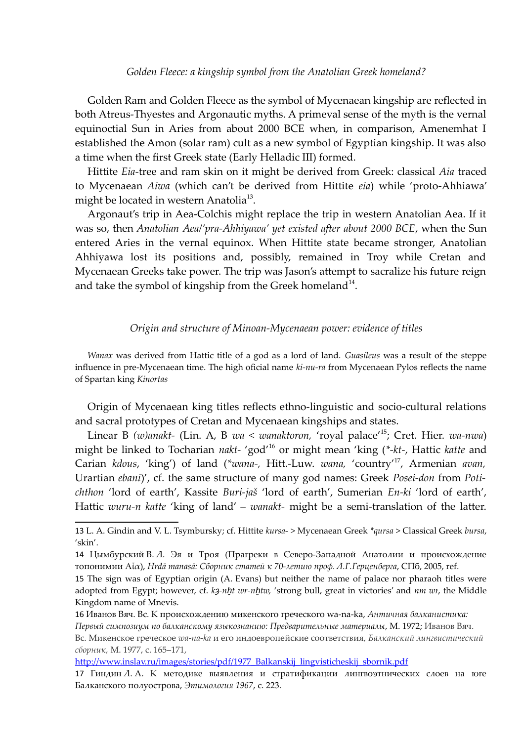### *Golden Fleece: a kingship symbol from the Anatolian Greek homeland?*

Golden Ram and Golden Fleece as the symbol of Mycenaean kingship are reflected in both Atreus-Thyestes and Argonautic myths. A primeval sense of the myth is the vernal equinoctial Sun in Aries from about 2000 BCE when, in comparison, Amenemhat I established the Amon (solar ram) cult as a new symbol of Egyptian kingship. It was also a time when the first Greek state (Early Helladic III) formed.

Hittite *Eia*-tree and ram skin on it might be derived from Greek: classical *Aia* traced to Mycenaean *Aiwa* (which can't be derived from Hittite *eia*) while 'proto-Ahhiawa' might be located in western Anatolia[13].

Argonaut's trip in Aea-Colchis might replace the trip in western Anatolian Aea. If it was so, then *Anatolian Aea/'pra-Ahhiyawa' yet existed after about 2000 BCE*, when the Sun entered Aries in the vernal equinox. When Hittite state became stronger, Anatolian Ahhiyawa lost its positions and, possibly, remained in Troy while Cretan and Mycenaean Greeks take power. The trip was Jason's attempt to sacralize his future reign and take the symbol of kingship from the Greek homeland[14].

### *Origin and structure of Minoan-Mycenaean power: evidence of titles*

*Wanax* was derived from Hattic title of a god as a lord of land. *Guasileus* was a result of the steppe influence in pre-Mycenaean time. The high oficial name *ki-nu-ra* from Mycenaean Pylos reflects the name of Spartan king *Kinortas*

Origin of Mycenaean king titles reflects ethno-linguistic and socio-cultural relations and sacral prototypes of Cretan and Mycenaean kingships and states.

Linear B *(w)anakt-* (Lin. A, B *wa* < *wanaktoron,* 'royal palace'[15]; Cret. Hier. *wa-nwa*) might be linked to Tocharian *nakt-* 'god'[16] or might mean 'king (*\*-kt-*, Hattic *katte* and Carian *kdous*, 'king') of land (*\*wana-,* Hitt.-Luw. *wana,* 'country'[17], Armenian *avan,* Urartian *ebani*)', cf. the same structure of many god names: Greek *Posei-don* from *Poti-chthon* 'lord of earth', Kassite *Buri-jaš* 'lord of earth', Sumerian *En-ki* 'lord of earth', Hattic *wuru-n katte* 'king of land' – *wanakt-* might be a semi-translation of the latter.

---

13 L. A. Gindin and V. L. Tsymbursky; cf. Hittite *kursa-* > Mycenaean Greek *\*qursa* > Classical Greek *bursa*, 'skin'.

14 Цымбурский В. Л. Эя и Троя (Праграеки в Северо-Западной Анатолии и происхождение топонимии Αἶα), *Hrdā manasā: Сборник статей к 70-летию проф. Л.Г.Герценберга*, СПб, 2005, ref.

15 The sign was of Egyptian origin (A. Evans) but neither the name of palace nor pharaoh titles were adopted from Egypt; however, cf. *kꜣ-nḫt wr-nḫtw,* 'strong bull, great in victories' and *nm wr*, the Middle Kingdom name of Mnevis.

16 Иванов Вяч. Вс. К происхождению микенского греческого wa-na-ka, *Античная балканистика: Первый симпозиум по балканскому языкознанию: Предварительные материалы*, М. 1972; Иванов Вяч. Вс. Микенское греческое *wa-na-ka* и его индоевропейские соответствия, *Балканский лингвистический сборник,* М. 1977, с. 165–171, http://www.inslav.ru/images/stories/pdf/1977_Balkanskij_lingvisticheskij_sbornik.pdf

17 Гиндин Л. А. К методике выявления и стратификации лингвоэтнических слоев на юге Балканского полуострова, *Этимология 1967*, с. 223.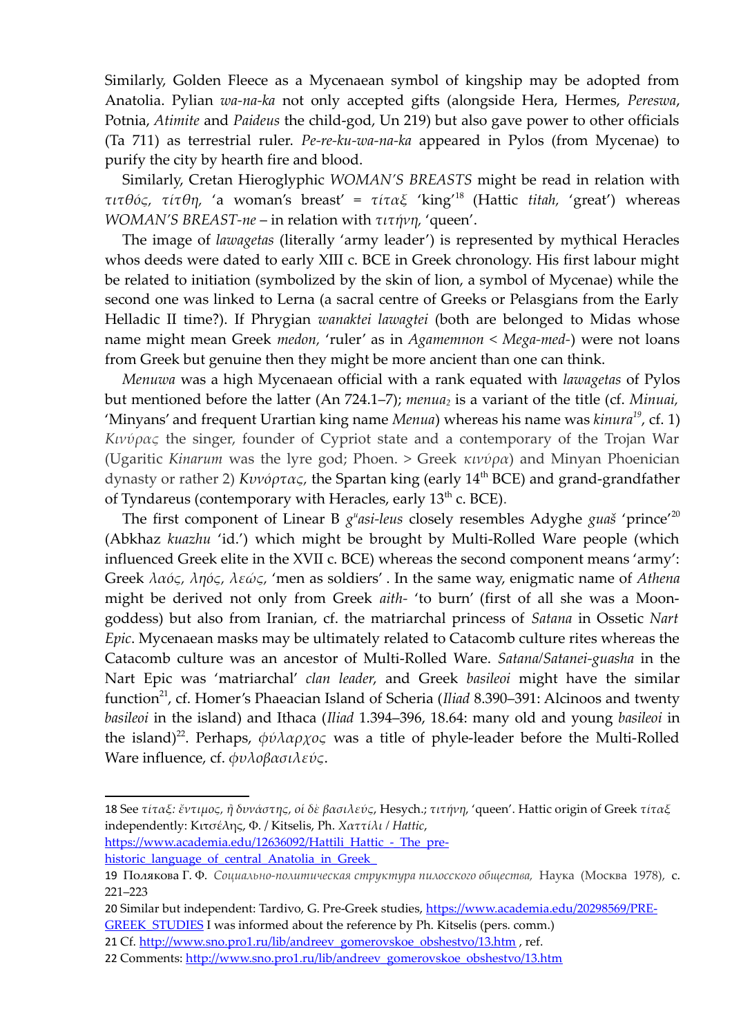Similarly, Golden Fleece as a Mycenaean symbol of kingship may be adopted from Anatolia. Pylian *wa-na-ka* not only accepted gifts (alongside Hera, Hermes, *Pereswa*, Potnia, *Atimite* and *Paideus* the child-god, Un 219) but also gave power to other officials (Ta 711) as terrestrial ruler. *Pe-re-ku-wa-na-ka* appeared in Pylos (from Mycenae) to purify the city by hearth fire and blood.

Similarly, Cretan Hieroglyphic *WOMAN'S BREASTS* might be read in relation with *τιτθός, τίτθη*, 'a woman's breast' = *τίταξ* 'king'[18] (Hattic *titah*, 'great') whereas *WOMAN'S BREAST-ne* – in relation with *τιτήνη*, 'queen'.

The image of *lawagetas* (literally 'army leader') is represented by mythical Heracles whos deeds were dated to early XIII c. BCE in Greek chronology. His first labour might be related to initiation (symbolized by the skin of lion, a symbol of Mycenae) while the second one was linked to Lerna (a sacral centre of Greeks or Pelasgians from the Early Helladic II time?). If Phrygian *wanaktei lawagtei* (both are belonged to Midas whose name might mean Greek *medon*, 'ruler' as in *Agamemnon* < *Mega-med-*) were not loans from Greek but genuine then they might be more ancient than one can think.

*Menuwa* was a high Mycenaean official with a rank equated with *lawagetas* of Pylos but mentioned before the latter (An 724.1–7); *menua$_2$* is a variant of the title (cf. *Minuai*, 'Minyans' and frequent Urartian king name *Menua*) whereas his name was *kinura*[19], cf. 1) *Κινύρας* the singer, founder of Cypriot state and a contemporary of the Trojan War (Ugaritic *Kinarum* was the lyre god; Phoen. > Greek *κινύρα*) and Minyan Phoenician dynasty or rather 2) *Κυνόρτας*, the Spartan king (early 14$^{th}$ BCE) and grand-grandfather of Tyndareus (contemporary with Heracles, early 13$^{th}$ c. BCE).

The first component of Linear B *g$^u$asi-leus* closely resembles Adyghe *guaš* 'prince'[20] (Abkhaz *kuazhu* 'id.') which might be brought by Multi-Rolled Ware people (which influenced Greek elite in the XVII c. BCE) whereas the second component means 'army': Greek *λαός, ληός, λεώς*, 'men as soldiers' . In the same way, enigmatic name of *Athena* might be derived not only from Greek *aith-* 'to burn' (first of all she was a Moon-goddess) but also from Iranian, cf. the matriarchal princess of *Satana* in Ossetic *Nart Epic*. Mycenaean masks may be ultimately related to Catacomb culture rites whereas the Catacomb culture was an ancestor of Multi-Rolled Ware. *Satana*/*Satanei-guasha* in the Nart Epic was 'matriarchal' *clan leader*, and Greek *basileoi* might have the similar function[21], cf. Homer's Phaeacian Island of Scheria (*Iliad* 8.390–391: Alcinoos and twenty *basileoi* in the island) and Ithaca (*Iliad* 1.394–396, 18.64: many old and young *basileoi* in the island)[22]. Perhaps, *φύλαρχος* was a title of phyle-leader before the Multi-Rolled Ware influence, cf. *φυλοβασιλεύς*.

---

18 See *τίταξ: ἔντιμος, ἤ δυνάστης, οἱ δὲ βασιλεύς*, Hesych.; *τιτήνη*, 'queen'. Hattic origin of Greek *τίταξ* independently: Κιτσέλης, Φ. / Kitselis, Ph. *Χαττίλι* / *Hattic*, https://www.academia.edu/12636092/Hattili_Hattic_-_The_pre-historic_language_of_central_Anatolia_in_Greek_

19 Полякова Г. Ф. *Социально-политическая структура пилосского общества,* Наука (Москва 1978), с. 221–223

20 Similar but independent: Tardivo, G. Pre-Greek studies, https://www.academia.edu/20298569/PRE-GREEK_STUDIES I was informed about the reference by Ph. Kitselis (pers. comm.)

21 Cf. http://www.sno.pro1.ru/lib/andreev_gomerovskoe_obshestvo/13.htm , ref.

22 Comments: http://www.sno.pro1.ru/lib/andreev_gomerovskoe_obshestvo/13.htm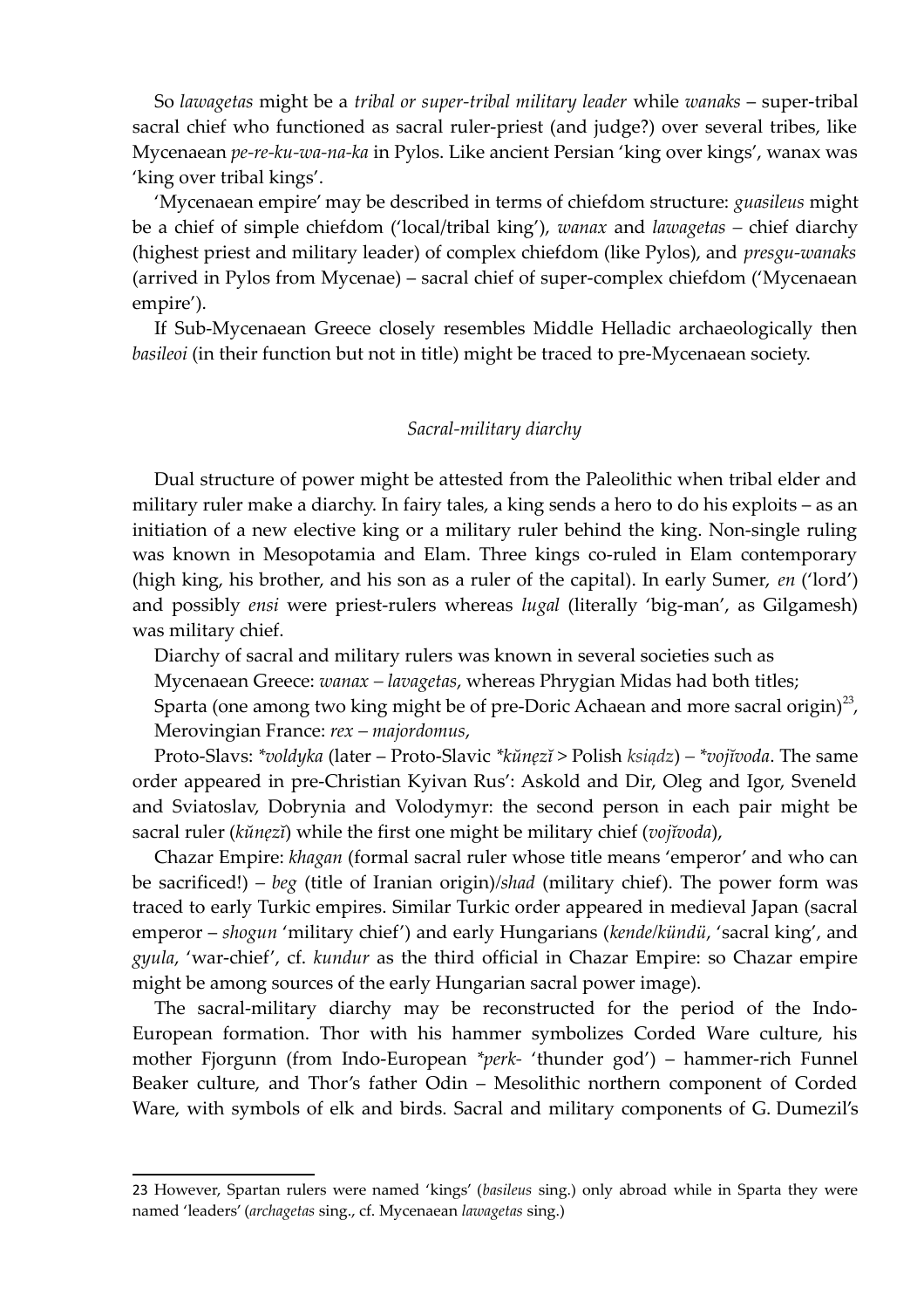So *lawagetas* might be a *tribal or super-tribal military leader* while *wanaks* – super-tribal sacral chief who functioned as sacral ruler-priest (and judge?) over several tribes, like Mycenaean *pe-re-ku-wa-na-ka* in Pylos. Like ancient Persian 'king over kings', wanax was 'king over tribal kings'.

'Mycenaean empire' may be described in terms of chiefdom structure: *guasileus* might be a chief of simple chiefdom ('local/tribal king'), *wanax* and *lawagetas* – chief diarchy (highest priest and military leader) of complex chiefdom (like Pylos), and *presgu-wanaks* (arrived in Pylos from Mycenae) – sacral chief of super-complex chiefdom ('Mycenaean empire').

If Sub-Mycenaean Greece closely resembles Middle Helladic archaeologically then *basileoi* (in their function but not in title) might be traced to pre-Mycenaean society.

### *Sacral-military diarchy*

Dual structure of power might be attested from the Paleolithic when tribal elder and military ruler make a diarchy. In fairy tales, a king sends a hero to do his exploits – as an initiation of a new elective king or a military ruler behind the king. Non-single ruling was known in Mesopotamia and Elam. Three kings co-ruled in Elam contemporary (high king, his brother, and his son as a ruler of the capital). In early Sumer, *en* ('lord') and possibly *ensi* were priest-rulers whereas *lugal* (literally 'big-man', as Gilgamesh) was military chief.

Diarchy of sacral and military rulers was known in several societies such as

Mycenaean Greece: *wanax – lavagetas*, whereas Phrygian Midas had both titles;

Sparta (one among two king might be of pre-Doric Achaean and more sacral origin)[23],

Merovingian France: *rex – majordomus*,

Proto-Slavs: *\*voldyka* (later – Proto-Slavic *\*kŭnęzĭ* > Polish *ksiądz*) – *\*vojĭvoda*. The same order appeared in pre-Christian Kyivan Rus': Askold and Dir, Oleg and Igor, Sveneld and Sviatoslav, Dobrynia and Volodymyr: the second person in each pair might be sacral ruler (*kŭnęzĭ*) while the first one might be military chief (*vojĭvoda*),

Chazar Empire: *khagan* (formal sacral ruler whose title means 'emperor' and who can be sacrificed!) – *beg* (title of Iranian origin)/*shad* (military chief). The power form was traced to early Turkic empires. Similar Turkic order appeared in medieval Japan (sacral emperor – *shogun* 'military chief') and early Hungarians (*kende*/*kündü*, 'sacral king', and *gyula*, 'war-chief', cf. *kundur* as the third official in Chazar Empire: so Chazar empire might be among sources of the early Hungarian sacral power image).

The sacral-military diarchy may be reconstructed for the period of the Indo-European formation. Thor with his hammer symbolizes Corded Ware culture, his mother Fjorgunn (from Indo-European *\*perk-* 'thunder god') – hammer-rich Funnel Beaker culture, and Thor's father Odin – Mesolithic northern component of Corded Ware, with symbols of elk and birds. Sacral and military components of G. Dumezil's

---

23 However, Spartan rulers were named 'kings' (*basileus* sing.) only abroad while in Sparta they were named 'leaders' (*archagetas* sing., cf. Mycenaean *lawagetas* sing.)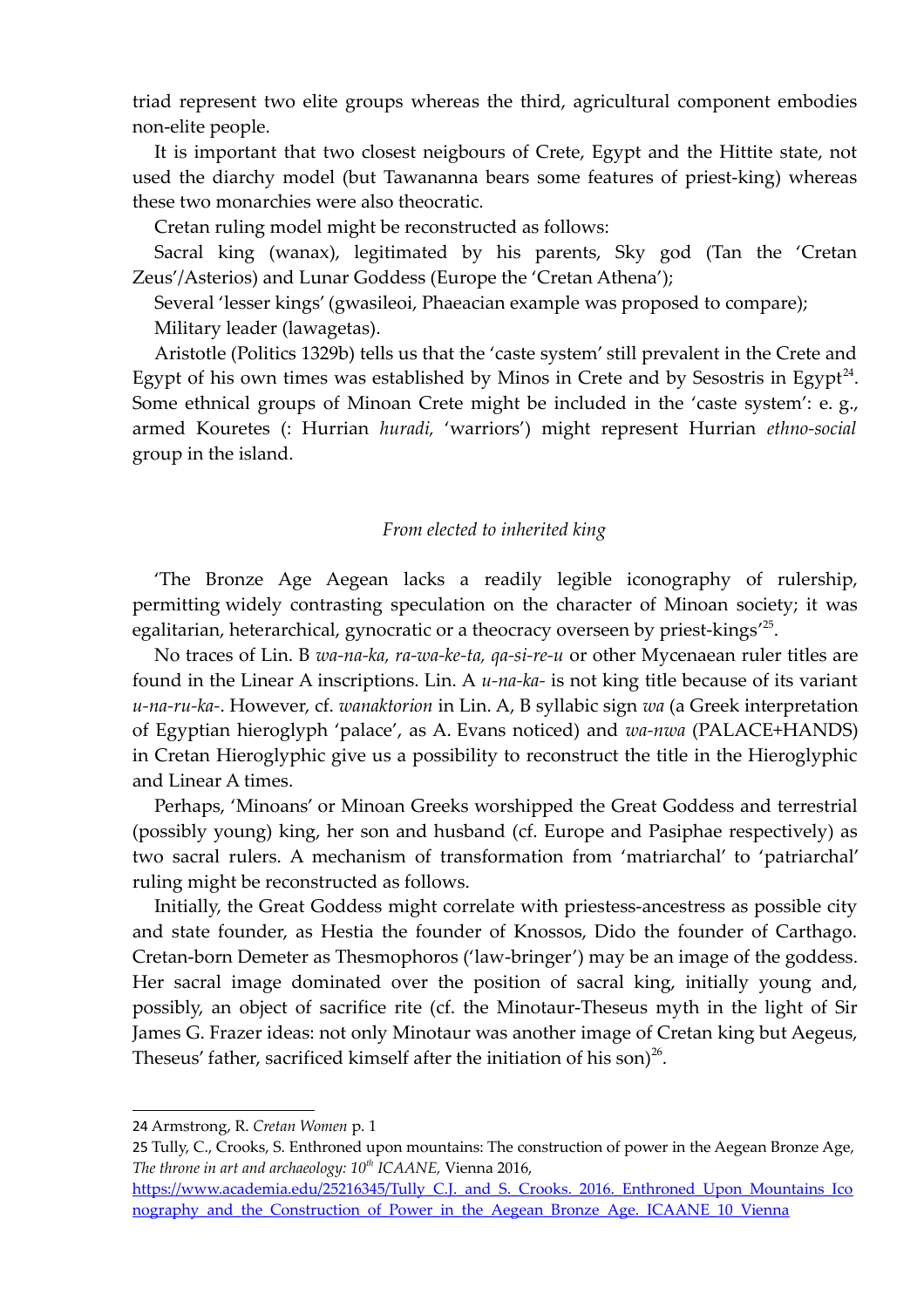triad represent two elite groups whereas the third, agricultural component embodies non-elite people.

It is important that two closest neigbours of Crete, Egypt and the Hittite state, not used the diarchy model (but Tawananna bears some features of priest-king) whereas these two monarchies were also theocratic.

Cretan ruling model might be reconstructed as follows:

Sacral king (wanax), legitimated by his parents, Sky god (Tan the 'Cretan Zeus'/Asterios) and Lunar Goddess (Europe the 'Cretan Athena');

Several 'lesser kings' (gwasileoi, Phaeacian example was proposed to compare);

Military leader (lawagetas).

Aristotle (Politics 1329b) tells us that the 'caste system' still prevalent in the Crete and Egypt of his own times was established by Minos in Crete and by Sesostris in Egypt[24]. Some ethnical groups of Minoan Crete might be included in the 'caste system': e. g., armed Kouretes (: Hurrian *huradi,* 'warriors') might represent Hurrian *ethno-social* group in the island.

*From elected to inherited king*

'The Bronze Age Aegean lacks a readily legible iconography of rulership, permitting widely contrasting speculation on the character of Minoan society; it was egalitarian, heterarchical, gynocratic or a theocracy overseen by priest-kings'[25].

No traces of Lin. B *wa-na-ka, ra-wa-ke-ta, qa-si-re-u* or other Mycenaean ruler titles are found in the Linear A inscriptions. Lin. A *u-na-ka-* is not king title because of its variant *u-na-ru-ka-*. However, cf. *wanaktorion* in Lin. A, B syllabic sign *wa* (a Greek interpretation of Egyptian hieroglyph 'palace', as A. Evans noticed) and *wa-nwa* (PALACE+HANDS) in Cretan Hieroglyphic give us a possibility to reconstruct the title in the Hieroglyphic and Linear A times.

Perhaps, 'Minoans' or Minoan Greeks worshipped the Great Goddess and terrestrial (possibly young) king, her son and husband (cf. Europe and Pasiphae respectively) as two sacral rulers. A mechanism of transformation from 'matriarchal' to 'patriarchal' ruling might be reconstructed as follows.

Initially, the Great Goddess might correlate with priestess-ancestress as possible city and state founder, as Hestia the founder of Knossos, Dido the founder of Carthago. Cretan-born Demeter as Thesmophoros ('law-bringer') may be an image of the goddess. Her sacral image dominated over the position of sacral king, initially young and, possibly, an object of sacrifice rite (cf. the Minotaur-Theseus myth in the light of Sir James G. Frazer ideas: not only Minotaur was another image of Cretan king but Aegeus, Theseus' father, sacrificed kimself after the initiation of his son)[26].

---

24 Armstrong, R. *Cretan Women* p. 1

25 Tully, C., Crooks, S. Enthroned upon mountains: The construction of power in the Aegean Bronze Age, *The throne in art and archaeology: 10th ICAANE,* Vienna 2016, https://www.academia.edu/25216345/Tully_C.J._and_S._Crooks._2016._Enthroned_Upon_Mountains_Iconography_and_the_Construction_of_Power_in_the_Aegean_Bronze_Age._ICAANE_10_Vienna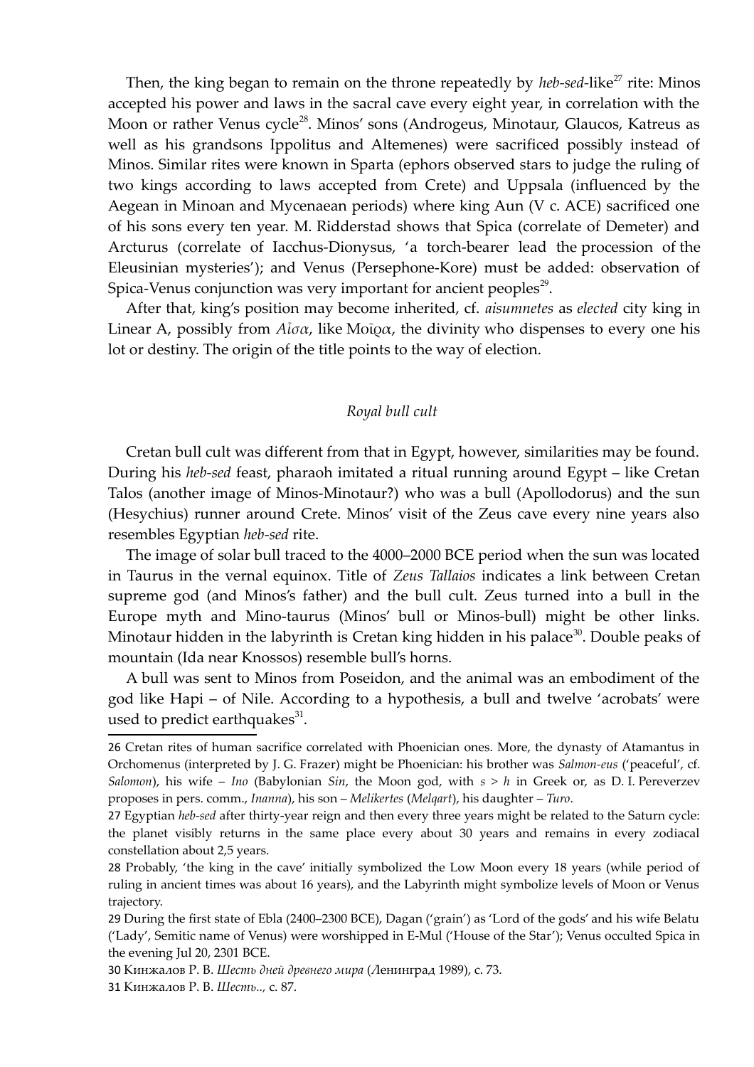Then, the king began to remain on the throne repeatedly by *heb-sed*-like[27] rite: Minos accepted his power and laws in the sacral cave every eight year, in correlation with the Moon or rather Venus cycle[28]. Minos' sons (Androgeus, Minotaur, Glaucos, Katreus as well as his grandsons Ippolitus and Altemenes) were sacrificed possibly instead of Minos. Similar rites were known in Sparta (ephors observed stars to judge the ruling of two kings according to laws accepted from Crete) and Uppsala (influenced by the Aegean in Minoan and Mycenaean periods) where king Aun (V c. ACE) sacrificed one of his sons every ten year. M. Ridderstad shows that Spica (correlate of Demeter) and Arcturus (correlate of Iacchus-Dionysus, 'a torch-bearer lead the procession of the Eleusinian mysteries'); and Venus (Persephone-Kore) must be added: observation of Spica-Venus conjunction was very important for ancient peoples[29].

After that, king's position may become inherited, cf. *aisumnetes* as *elected* city king in Linear A, possibly from *Αἶσα*, like Μοῖρα, the divinity who dispenses to every one his lot or destiny. The origin of the title points to the way of election.

## *Royal bull cult*

Cretan bull cult was different from that in Egypt, however, similarities may be found. During his *heb-sed* feast, pharaoh imitated a ritual running around Egypt – like Cretan Talos (another image of Minos-Minotaur?) who was a bull (Apollodorus) and the sun (Hesychius) runner around Crete. Minos' visit of the Zeus cave every nine years also resembles Egyptian *heb-sed* rite.

The image of solar bull traced to the 4000–2000 BCE period when the sun was located in Taurus in the vernal equinox. Title of *Zeus Tallaios* indicates a link between Cretan supreme god (and Minos's father) and the bull cult. Zeus turned into a bull in the Europe myth and Mino-taurus (Minos' bull or Minos-bull) might be other links. Minotaur hidden in the labyrinth is Cretan king hidden in his palace[30]. Double peaks of mountain (Ida near Knossos) resemble bull's horns.

A bull was sent to Minos from Poseidon, and the animal was an embodiment of the god like Hapi – of Nile. According to a hypothesis, a bull and twelve 'acrobats' were used to predict earthquakes[31].

---

26 Cretan rites of human sacrifice correlated with Phoenician ones. More, the dynasty of Atamantus in Orchomenus (interpreted by J. G. Frazer) might be Phoenician: his brother was *Salmon-eus* ('peaceful', cf. *Salomon*), his wife – *Ino* (Babylonian *Sin*, the Moon god, with *s* > *h* in Greek or, as D. I. Pereverzev proposes in pers. comm., *Inanna*), his son – *Melikertes* (*Melqart*), his daughter – *Turo*.

27 Egyptian *heb-sed* after thirty-year reign and then every three years might be related to the Saturn cycle: the planet visibly returns in the same place every about 30 years and remains in every zodiacal constellation about 2,5 years.

28 Probably, 'the king in the cave' initially symbolized the Low Moon every 18 years (while period of ruling in ancient times was about 16 years), and the Labyrinth might symbolize levels of Moon or Venus trajectory.

29 During the first state of Ebla (2400–2300 BCE), Dagan ('grain') as 'Lord of the gods' and his wife Belatu ('Lady', Semitic name of Venus) were worshipped in E-Mul ('House of the Star'); Venus occulted Spica in the evening Jul 20, 2301 BCE.

30 Кинжалов Р. В. *Шесть дней древнего мира* (Ленинград 1989), с. 73.

31 Кинжалов Р. В. *Шесть..*, с. 87.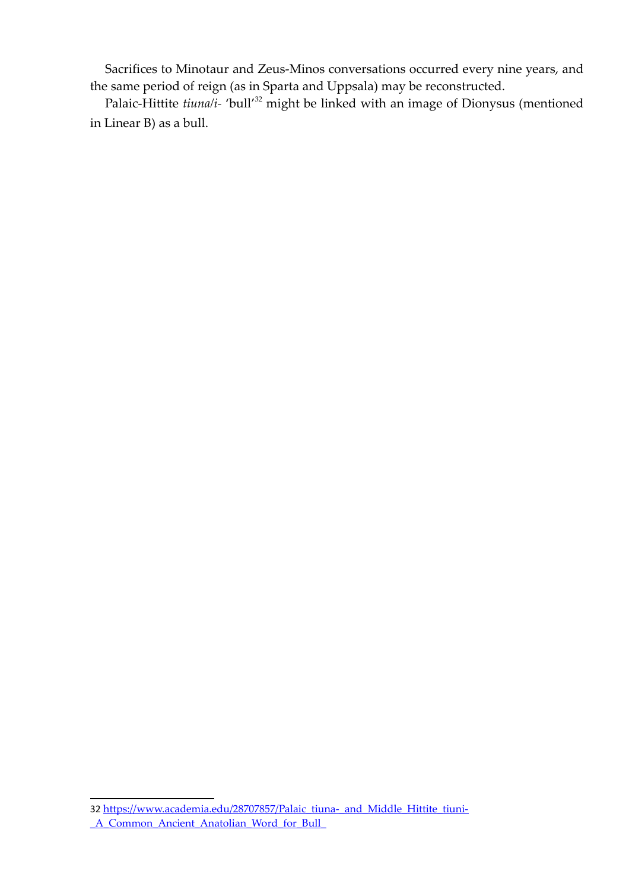Sacrifices to Minotaur and Zeus-Minos conversations occurred every nine years, and the same period of reign (as in Sparta and Uppsala) may be reconstructed.

Palaic-Hittite *tiuna/i-* 'bull'[32] might be linked with an image of Dionysus (mentioned in Linear B) as a bull.

---

32 https://www.academia.edu/28707857/Palaic_tiuna-_and_Middle_Hittite_tiuni-_A_Common_Ancient_Anatolian_Word_for_Bull_